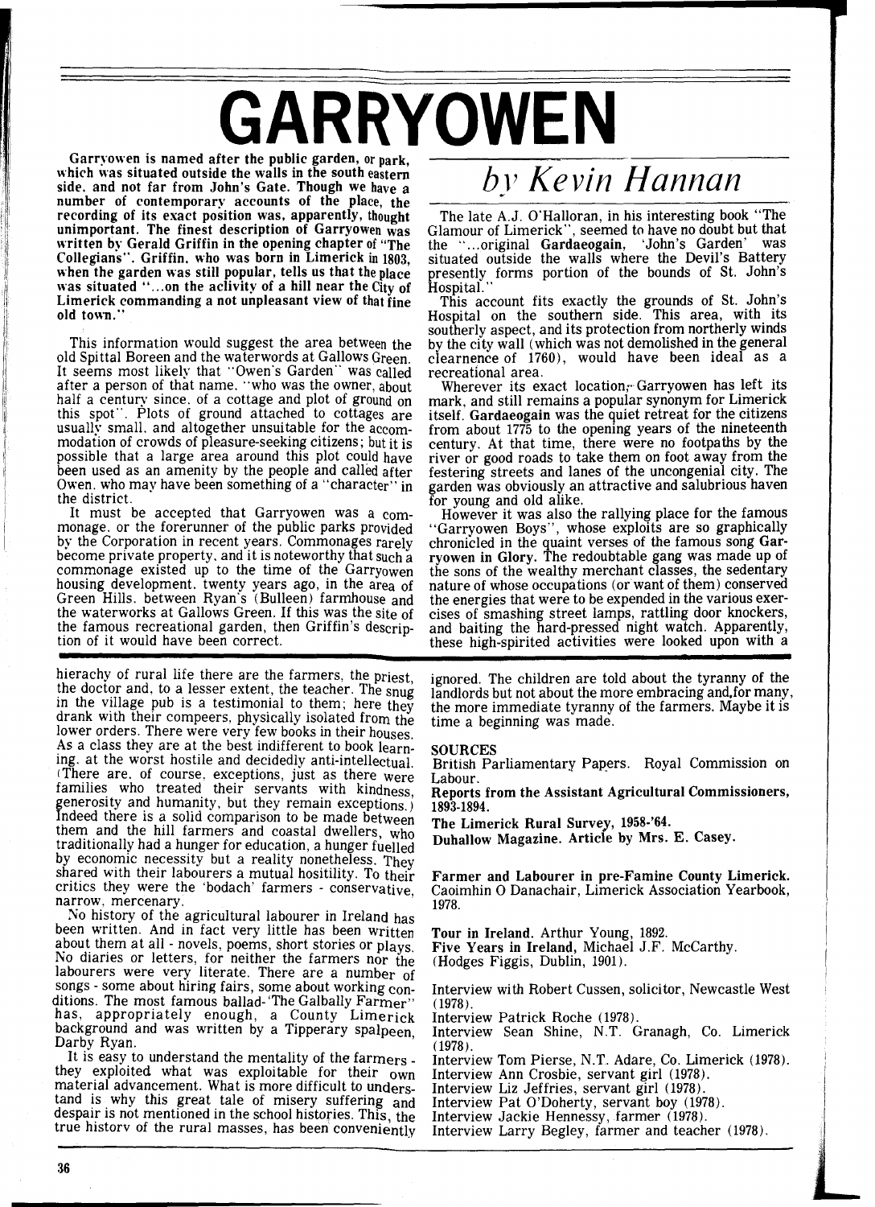# GARRYOWEN

*by Kevin Hannan*

**Garryowen is named after the public garden, or park, which was situated outside the walls in the south eastern side, and not far from John's Gate. Though we have a number of contemporary accounts of the place, the recording of its exact position was, apparently, thought unimportant. The finest description of Garryowen was written by Gerald Griffin in the opening chapter of "The Collegians". Griffin, who was born in Limerick in 1803, when the garden was still popular, tells us that the place was situated "...on the aclivity of a hill near the City of Limerick commanding a not unpleasant view of that fine old town."**

This information would suggest the area between the old Spittal Boreen and the waterwords at Gallows Green. It seems most likely that "Owen's Garden" was called after a person of that name, "who was the owner, about half a century since, of a cottage and plot of ground on this spot". Plots of ground attached to cottages are usually small, and altogether unsuitable for the accommodation of crowds of pleasure-seeking citizens; but it is possible that a large area around this plot could have been used as an amenity by the people and called after Owen, who may have been something of a "character" in the district.

It must be accepted that Garryowen was a commonage, or the forerunner of the public parks provided by the Corporation in recent years. Commonages rarely become private property, and it is noteworthy that such a commonage existed up to the time of the Garryowen housing development, twenty years ago, in the area of Green Hills, between Ryan's (Bulleen) farmhouse and the waterworks at Gallows Green. If this was the site of the famous recreational garden, then Griffin's description of it would have been correct.

The late A.J. O'Halloran, in his interesting book "The Glamour of Limerick", seemed to have no doubt but that the "...original **Gardaeogain**, 'John's Garden' was situated outside the walls where the Devil's Battery presently forms portion of the bounds of St. John's Hospital."

This account fits exactly the grounds of St. John's Hospital on the southern side. This area, with its southerly aspect, and its protection from northerly winds by the city wall (which was not demolished in the general clearnence of 1760), would have been ideal as a recreational area.

Wherever its exact location, Garryowen has left its mark, and still remains a popular synonym for Limerick itself. **Gardaeogain** was the quiet retreat for the citizens from about 1775 to the opening years of the nineteenth century. At that time, there were no footpaths by the river or good roads to take them on foot away from the festering streets and lanes of the uncongenial city. The garden was obviously an attractive and salubrious haven for young and old alike.

However it was also the rallying place for the famous "Garryowen Boys", whose exploits are so graphically chronicled in the quaint verses of the famous song **Garryowen in Glory**. The redoubtable gang was made up of the sons of the wealthy merchant classes, the sedentary nature of whose occupations (or want of them) conserved the energies that were to be expended in the various exercises of smashing street lamps, rattling door knockers, and baiting the hard-pressed night watch. Apparently, these high-spirited activities were looked upon with a

---

hierachy of rural life there are the farmers, the priest, the doctor and, to a lesser extent, the teacher. The snug in the village pub is a testimonial to them; here they drank with their compeers, physically isolated from the lower orders. There were very few books in their houses. As a class they are at the best indifferent to book learning, at the worst hostile and decidedly anti-intellectual. (There are, of course, exceptions, just as there were families who treated their servants with kindness, generosity and humanity, but they remain exceptions.) Indeed there is a solid comparison to be made between them and the hill farmers and coastal dwellers, who traditionally had a hunger for education, a hunger fuelled by economic necessity but a reality nonetheless. They shared with their labourers a mutual hositility. To their critics they were the 'bodach' farmers - conservative, narrow, mercenary.

No history of the agricultural labourer in Ireland has been written. And in fact very little has been written about them at all - novels, poems, short stories or plays. No diaries or letters, for neither the farmers nor the labourers were very literate. There are a number of songs - some about hiring fairs, some about working conditions. The most famous ballad-'The Galbally Farmer" has, appropriately enough, a County Limerick background and was written by a Tipperary spalpeen, Darby Ryan.

It is easy to understand the mentality of the farmers - they exploited what was exploitable for their own material advancement. What is more difficult to understand is why this great tale of misery suffering and despair is not mentioned in the school histories. This, the true historv of the rural masses, has been conveniently ignored. The children are told about the tyranny of the landlords but not about the more embracing and,for many, the more immediate tyranny of the farmers. Maybe it is time a beginning was made.

**SOURCES**

British Parliamentary Papers. Royal Commission on Labour.

**Reports from the Assistant Agricultural Commissioners, 1893-1894.**

**The Limerick Rural Survey, 1958-'64.**

**Duhallow Magazine. Article by Mrs. E. Casey.**

**Farmer and Labourer in pre-Famine County Limerick.** Caoimhin O Danachair, Limerick Association Yearbook, 1978.

**Tour in Ireland.** Arthur Young, 1892.

**Five Years in Ireland,** Michael J.F. McCarthy. (Hodges Figgis, Dublin, 1901).

Interview with Robert Cussen, solicitor, Newcastle West (1978).

Interview Patrick Roche (1978).

Interview Sean Shine, N.T. Granagh, Co. Limerick (1978).

Interview Tom Pierse, N.T. Adare, Co. Limerick (1978).

Interview Ann Crosbie, servant girl (1978).

Interview Liz Jeffries, servant girl (1978).

Interview Pat O'Doherty, servant boy (1978).

Interview Jackie Hennessy, farmer (1978).

Interview Larry Begley, farmer and teacher (1978).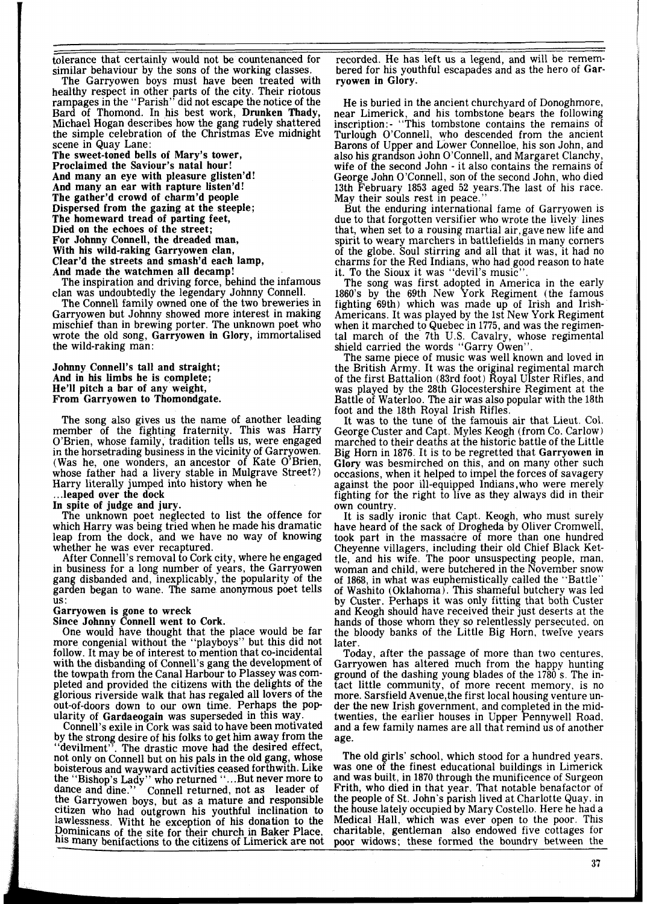tolerance that certainly would not be countenanced for similar behaviour by the sons of the working classes.

The Garryowen boys must have been treated with healthy respect in other parts of the city. Their riotous rampages in the "Parish" did not escape the notice of the Bard of Thomond. In his best work, **Drunken Thady,** Michael Hogan describes how the gang rudely shattered the simple celebration of the Christmas Eve midnight scene in Quay Lane:

**The sweet-toned bells of Mary's tower,**
**Proclaimed the Saviour's natal hour!**
**And many an eye with pleasure glisten'd!**
**And many an ear with rapture listen'd!**
**The gather'd crowd of charm'd people**
**Dispersed from the gazing at the steeple;**
**The homeward tread of parting feet,**
**Died on the echoes of the street;**
**For Johnny Connell, the dreaded man,**
**With his wild-raking Garryowen clan,**
**Clear'd the streets and smash'd each lamp,**
**And made the watchmen all decamp!**

The inspiration and driving force, behind the infamous clan was undoubtedly the legendary Johnny Connell.

The Connell family owned one of the two breweries in Garryowen but Johnny showed more interest in making mischief than in brewing porter. The unknown poet who wrote the old song, **Garryowen in Glory,** immortalised the wild-raking man:

**Johnny Connell's tall and straight;**
**And in his limbs he is complete;**
**He'll pitch a bar of any weight,**
**From Garryowen to Thomondgate.**

The song also gives us the name of another leading member of the fighting fraternity. This was Harry O'Brien, whose family, tradition tells us, were engaged in the horsetrading business in the vicinity of Garryowen. (Was he, one wonders, an ancestor of Kate O'Brien, whose father had a livery stable in Mulgrave Street?) Harry literally jumped into history when he

...**leaped over the dock**
**In spite of judge and jury.**

The unknown poet neglected to list the offence for which Harry was being tried when he made his dramatic leap from the dock, and we have no way of knowing whether he was ever recaptured.

After Connell's removal to Cork city, where he engaged in business for a long number of years, the Garryowen gang disbanded and, inexplicably, the popularity of the garden began to wane. The same anonymous poet tells us:

**Garryowen is gone to wreck**
**Since Johnny Connell went to Cork.**

One would have thought that the place would be far more congenial without the "playboys" but this did not follow. It may be of interest to mention that co-incidental with the disbanding of Connell's gang the development of the towpath from the Canal Harbour to Plassey was completed and provided the citizens with the delights of the glorious riverside walk that has regaled all lovers of the out-of-doors down to our own time. Perhaps the popularity of **Gardaeogain** was superseded in this way.

Connell's exile in Cork was said to have been motivated by the strong desire of his folks to get him away from the "devilment". The drastic move had the desired effect, not only on Connell but on his pals in the old gang, whose boisterous and wayward activities ceased forthwith. Like the "Bishop's Lady" who returned "...But never more to dance and dine." Connell returned, not as leader of the Garryowen boys, but as a mature and responsible citizen who had outgrown his youthful inclination to lawlessness. Witht he exception of his donation to the Dominicans of the site for their church in Baker Place, his many benifactions to the citizens of Limerick are not recorded. He has left us a legend, and will be remembered for his youthful escapades and as the hero of **Garryowen in Glory.**

He is buried in the ancient churchyard of Donoghmore, near Limerick, and his tombstone bears the following inscription:- "This tombstone contains the remains of Turlough O'Connell, who descended from the ancient Barons of Upper and Lower Connelloe, his son John, and also his grandson John O'Connell, and Margaret Clanchy, wife of the second John - it also contains the remains of George John O'Connell, son of the second John, who died 13th February 1853 aged 52 years.The last of his race. May their souls rest in peace."

But the enduring international fame of Garryowen is due to that forgotten versifier who wrote the lively lines that, when set to a rousing martial air,gave new life and spirit to weary marchers in battlefields in many corners of the globe. Soul stirring and all that it was, it had no charms for the Red Indians, who had good reason to hate it. To the Sioux it was "devil's music".

The song was first adopted in America in the early 1860's by the 69th New York Regiment (the famous fighting 69th) which was made up of Irish and Irish-Americans. It was played by the 1st New York Regiment when it marched to Quebec in 1775, and was the regimental march of the 7th U.S. Cavalry, whose regimental shield carried the words "Garry Owen".

The same piece of music was well known and loved in the British Army. It was the original regimental march of the first Battalion (83rd foot) Royal Ulster Rifles, and was played by the 28th Glocestershire Regiment at the Battle of Waterloo. The air was also popular with the 18th foot and the 18th Royal Irish Rifles.

It was to the tune of the famouis air that Lieut. Col. George Custer and Capt. Myles Keogh (from Co. Carlow) marched to their deaths at the historic battle of the Little Big Horn in 1876. It is to be regretted that **Garryowen in Glory** was besmirched on this, and on many other such occasions, when it helped to impel the forces of savagery against the poor ill-equipped Indians,who were merely fighting for the right to live as they always did in their own country.

It is sadly ironic that Capt. Keogh, who must surely have heard of the sack of Drogheda by Oliver Cromwell, took part in the massacre of more than one hundred Cheyenne villagers, including their old Chief Black Kettle, and his wife. The poor unsuspecting people, man, woman and child, were butchered in the November snow of 1868, in what was euphemistically called the "Battle" of Washito (Oklahoma). This shameful butchery was led by Custer. Perhaps it was only fitting that both Custer and Keogh should have received their just deserts at the hands of those whom they so relentlessly persecuted. on the bloody banks of the Little Big Horn, twelve years later.

Today, after the passage of more than two centures, Garryowen has altered much from the happy hunting ground of the dashing young blades of the 1780's. The intact little community, of more recent memory, is no more. Sarsfield Avenue,the first local housing venture under the new Irish government, and completed in the mid-twenties, the earlier houses in Upper Pennywell Road, and a few family names are all that remind us of another age.

The old girls' school, which stood for a hundred years, was one of the finest educational buildings in Limerick and was built, in 1870 through the munificence of Surgeon Frith, who died in that year. That notable benafactor of the people of St. John's parish lived at Charlotte Quay, in the house lately occupied by Mary Costello. Here he had a Medical Hall, which was ever open to the poor. This charitable, gentleman also endowed five cottages for poor widows; these formed the boundry between the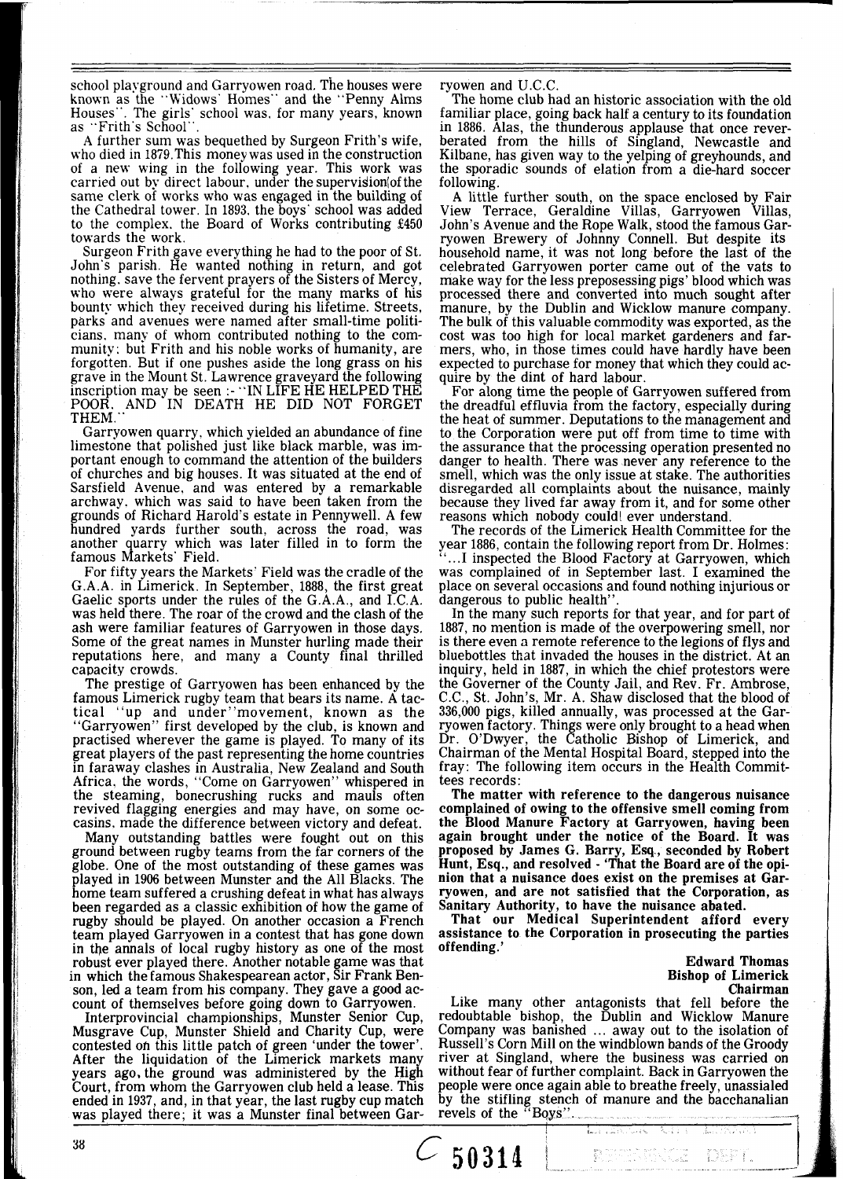school playground and Garryowen road. The houses were known as the "Widows' Homes" and the "Penny Alms Houses". The girls' school was, for many years, known as "Frith's School".

A further sum was bequethed by Surgeon Frith's wife, who died in 1879. This money was used in the construction of a new wing in the following year. This work was carried out by direct labour, under the supervision of the same clerk of works who was engaged in the building of the Cathedral tower. In 1893, the boys' school was added to the complex, the Board of Works contributing £450 towards the work.

Surgeon Frith gave everything he had to the poor of St. John's parish. He wanted nothing in return, and got nothing, save the fervent prayers of the Sisters of Mercy, who were always grateful for the many marks of his bounty which they received during his lifetime. Streets, parks and avenues were named after small-time politicians, many of whom contributed nothing to the community; but Frith and his noble works of humanity, are forgotten. But if one pushes aside the long grass on his grave in the Mount St. Lawrence graveyard the following inscription may be seen :- "IN LIFE HE HELPED THE POOR, AND IN DEATH HE DID NOT FORGET THEM."

Garryowen quarry, which yielded an abundance of fine limestone that polished just like black marble, was important enough to command the attention of the builders of churches and big houses. It was situated at the end of Sarsfield Avenue, and was entered by a remarkable archway, which was said to have been taken from the grounds of Richard Harold's estate in Pennywell. A few hundred yards further south, across the road, was another quarry which was later filled in to form the famous Markets' Field.

For fifty years the Markets' Field was the cradle of the G.A.A. in Limerick. In September, 1888, the first great Gaelic sports under the rules of the G.A.A., and I.C.A. was held there. The roar of the crowd and the clash of the ash were familiar features of Garryowen in those days. Some of the great names in Munster hurling made their reputations here, and many a County final thrilled capacity crowds.

The prestige of Garryowen has been enhanced by the famous Limerick rugby team that bears its name. A tactical "up and under" movement, known as the "Garryowen" first developed by the club, is known and practised wherever the game is played. To many of its great players of the past representing the home countries in faraway clashes in Australia, New Zealand and South Africa, the words, "Come on Garryowen" whispered in the steaming, bonecrushing rucks and mauls often revived flagging energies and may have, on some occasins, made the difference between victory and defeat.

Many outstanding battles were fought out on this ground between rugby teams from the far corners of the globe. One of the most outstanding of these games was played in 1906 between Munster and the All Blacks. The home team suffered a crushing defeat in what has always been regarded as a classic exhibition of how the game of rugby should be played. On another occasion a French team played Garryowen in a contest that has gone down in the annals of local rugby history as one of the most robust ever played there. Another notable game was that in which the famous Shakespearean actor, Sir Frank Benson, led a team from his company. They gave a good account of themselves before going down to Garryowen.

Interprovincial championships, Munster Senior Cup, Musgrave Cup, Munster Shield and Charity Cup, were contested on this little patch of green 'under the tower'. After the liquidation of the Limerick markets many years ago, the ground was administered by the High Court, from whom the Garryowen club held a lease. This ended in 1937, and, in that year, the last rugby cup match was played there; it was a Munster final between Garryowen and U.C.C.

The home club had an historic association with the old familiar place, going back half a century to its foundation in 1886. Alas, the thunderous applause that once reverberated from the hills of Singland, Newcastle and Kilbane, has given way to the yelping of greyhounds, and the sporadic sounds of elation from a die-hard soccer following.

A little further south, on the space enclosed by Fair View Terrace, Geraldine Villas, Garryowen Villas, John's Avenue and the Rope Walk, stood the famous Garryowen Brewery of Johnny Connell. But despite its household name, it was not long before the last of the celebrated Garryowen porter came out of the vats to make way for the less prepossessing pigs' blood which was processed there and converted into much sought after manure, by the Dublin and Wicklow manure company. The bulk of this valuable commodity was exported, as the cost was too high for local market gardeners and farmers, who, in those times could have hardly have been expected to purchase for money that which they could acquire by the dint of hard labour.

For along time the people of Garryowen suffered from the dreadful effluvia from the factory, especially during the heat of summer. Deputations to the management and to the Corporation were put off from time to time with the assurance that the processing operation presented no danger to health. There was never any reference to the smell, which was the only issue at stake. The authorities disregarded all complaints about the nuisance, mainly because they lived far away from it, and for some other reasons which nobody could ever understand.

The records of the Limerick Health Committee for the year 1886, contain the following report from Dr. Holmes: "...I inspected the Blood Factory at Garryowen, which was complained of in September last. I examined the place on several occasions and found nothing injurious or dangerous to public health".

In the many such reports for that year, and for part of 1887, no mention is made of the overpowering smell, nor is there even a remote reference to the legions of flys and bluebottles that invaded the houses in the district. At an inquiry, held in 1887, in which the chief protestors were the Governer of the County Jail, and Rev. Fr. Ambrose, C.C., St. John's, Mr. A. Shaw disclosed that the blood of 336,000 pigs, killed annually, was processed at the Garryowen factory. Things were only brought to a head when Dr. O'Dwyer, the Catholic Bishop of Limerick, and Chairman of the Mental Hospital Board, stepped into the fray: The following item occurs in the Health Committees records:

**The matter with reference to the dangerous nuisance complained of owing to the offensive smell coming from the Blood Manure Factory at Garryowen, having been again brought under the notice of the Board. It was proposed by James G. Barry, Esq., seconded by Robert Hunt, Esq., and resolved - 'That the Board are of the opinion that a nuisance does exist on the premises at Garryowen, and are not satisfied that the Corporation, as Sanitary Authority, to have the nuisance abated.**

**That our Medical Superintendent afford every assistance to the Corporation in prosecuting the parties offending.'**

**Edward Thomas**
**Bishop of Limerick**
**Chairman**

Like many other antagonists that fell before the redoubtable bishop, the Dublin and Wicklow Manure Company was banished ... away out to the isolation of Russell's Corn Mill on the windblown bands of the Groody river at Singland, where the business was carried on without fear of further complaint. Back in Garryowen the people were once again able to breathe freely, unassialed by the stifling stench of manure and the bacchanalian revels of the "Boys".

C 50314